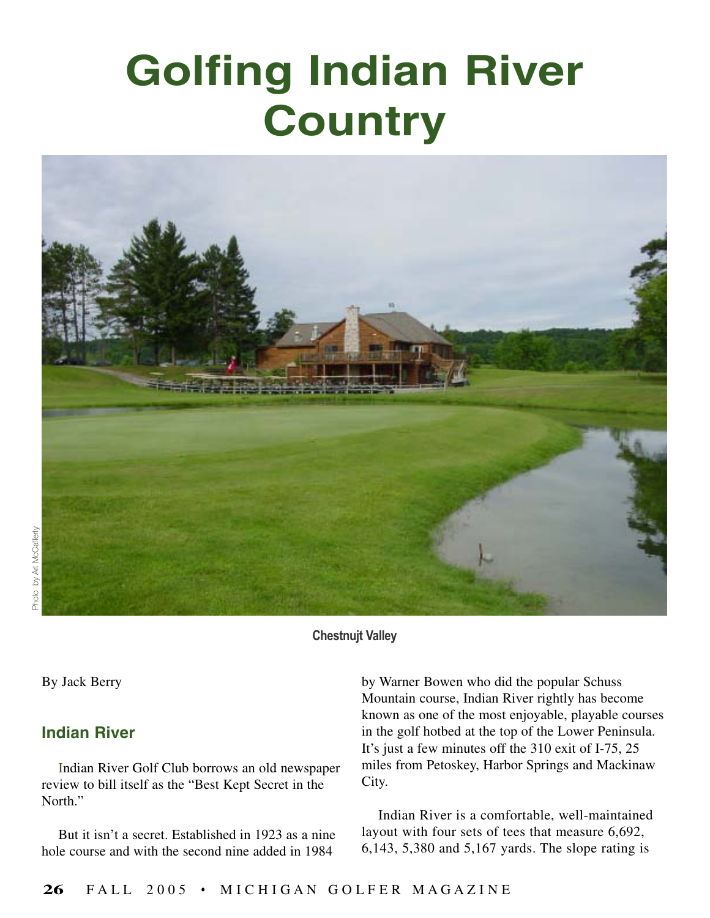# Golfing Indian River Country

Photo by Art McCafferty

Chestnujt Valley

By Jack Berry

## Indian River

Indian River Golf Club borrows an old newspaper review to bill itself as the "Best Kept Secret in the North."

But it isn't a secret. Established in 1923 as a nine hole course and with the second nine added in 1984 by Warner Bowen who did the popular Schuss Mountain course, Indian River rightly has become known as one of the most enjoyable, playable courses in the golf hotbed at the top of the Lower Peninsula. It's just a few minutes off the 310 exit of I-75, 25 miles from Petoskey, Harbor Springs and Mackinaw City.

Indian River is a comfortable, well-maintained layout with four sets of tees that measure 6,692, 6,143, 5,380 and 5,167 yards. The slope rating is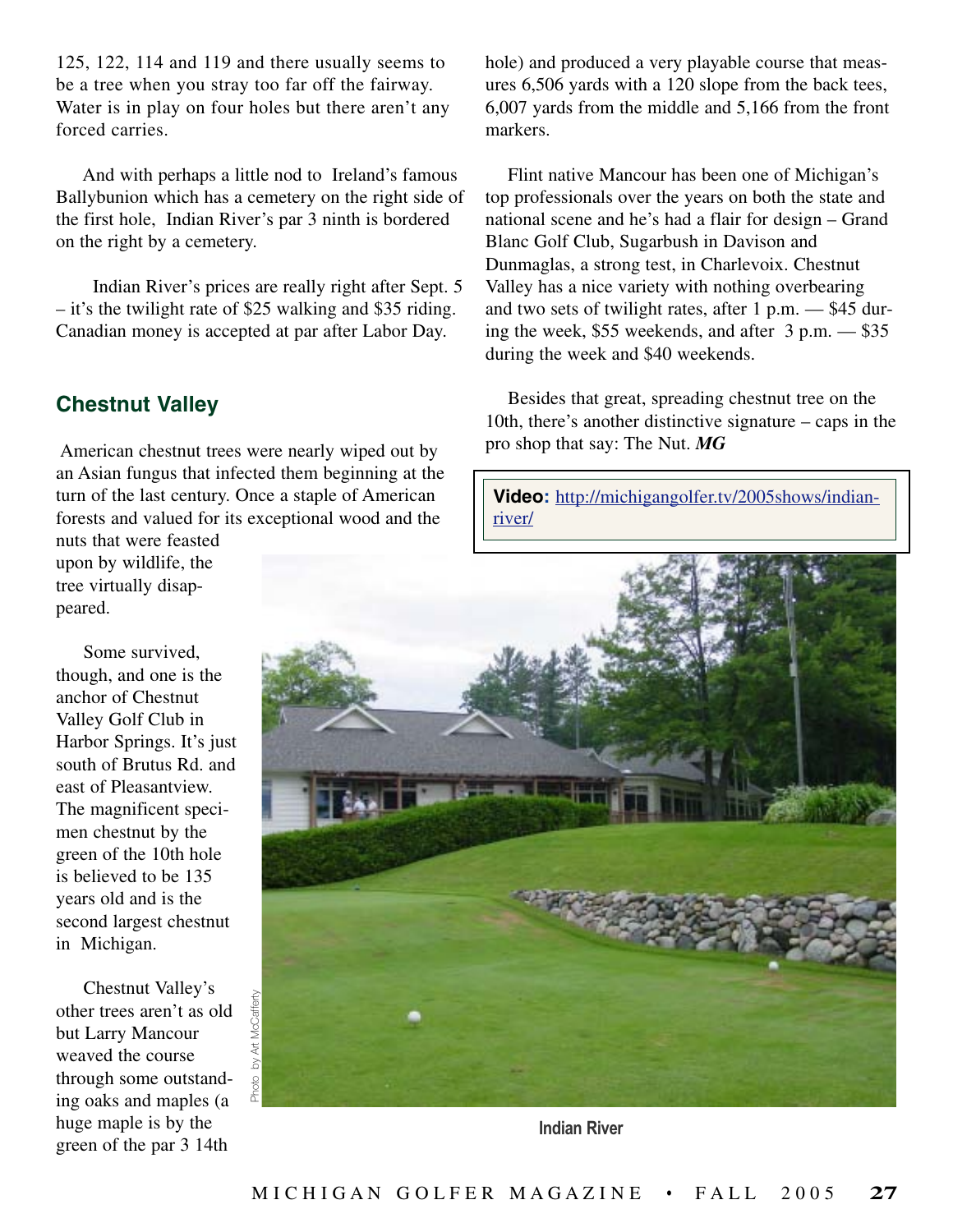125, 122, 114 and 119 and there usually seems to be a tree when you stray too far off the fairway. Water is in play on four holes but there aren't any forced carries.

And with perhaps a little nod to Ireland's famous Ballybunion which has a cemetery on the right side of the first hole, Indian River's par 3 ninth is bordered on the right by a cemetery.

Indian River's prices are really right after Sept. 5 – it's the twilight rate of $25 walking and $35 riding. Canadian money is accepted at par after Labor Day.

## Chestnut Valley

American chestnut trees were nearly wiped out by an Asian fungus that infected them beginning at the turn of the last century. Once a staple of American forests and valued for its exceptional wood and the nuts that were feasted upon by wildlife, the tree virtually disappeared.

Some survived, though, and one is the anchor of Chestnut Valley Golf Club in Harbor Springs. It's just south of Brutus Rd. and east of Pleasantview. The magnificent specimen chestnut by the green of the 10th hole is believed to be 135 years old and is the second largest chestnut in Michigan.

Chestnut Valley's other trees aren't as old but Larry Mancour weaved the course through some outstanding oaks and maples (a huge maple is by the green of the par 3 14th hole) and produced a very playable course that measures 6,506 yards with a 120 slope from the back tees, 6,007 yards from the middle and 5,166 from the front markers.

Flint native Mancour has been one of Michigan's top professionals over the years on both the state and national scene and he's had a flair for design – Grand Blanc Golf Club, Sugarbush in Davison and Dunmaglas, a strong test, in Charlevoix. Chestnut Valley has a nice variety with nothing overbearing and two sets of twilight rates, after 1 p.m. — $45 during the week, $55 weekends, and after 3 p.m. — $35 during the week and $40 weekends.

Besides that great, spreading chestnut tree on the 10th, there's another distinctive signature – caps in the pro shop that say: The Nut. ***MG***

**Video:** http://michigangolfer.tv/2005shows/indian-river/

Photo by Art McCafferty

**Indian River**